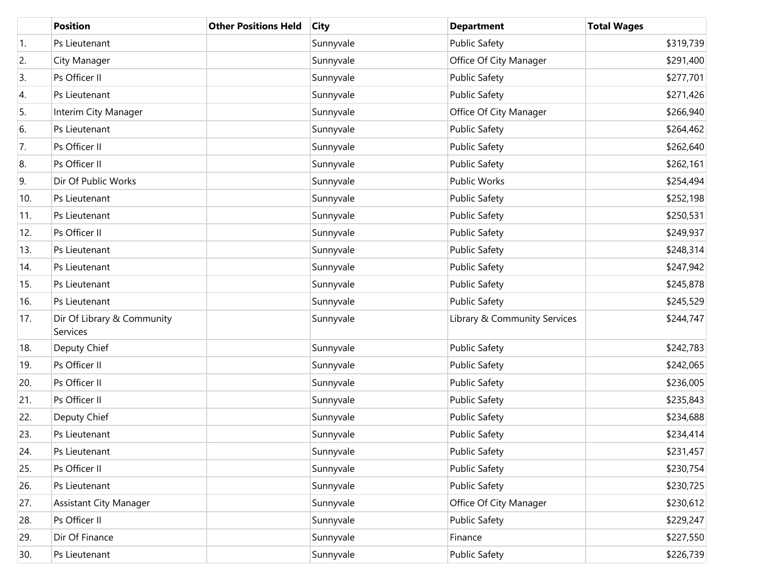| | Position | Other Positions Held | City | Department | Total Wages |
|---|---|---|---|---|---|
| 1. | Ps Lieutenant | | Sunnyvale | Public Safety | $319,739 |
| 2. | City Manager | | Sunnyvale | Office Of City Manager | $291,400 |
| 3. | Ps Officer II | | Sunnyvale | Public Safety | $277,701 |
| 4. | Ps Lieutenant | | Sunnyvale | Public Safety | $271,426 |
| 5. | Interim City Manager | | Sunnyvale | Office Of City Manager | $266,940 |
| 6. | Ps Lieutenant | | Sunnyvale | Public Safety | $264,462 |
| 7. | Ps Officer II | | Sunnyvale | Public Safety | $262,640 |
| 8. | Ps Officer II | | Sunnyvale | Public Safety | $262,161 |
| 9. | Dir Of Public Works | | Sunnyvale | Public Works | $254,494 |
| 10. | Ps Lieutenant | | Sunnyvale | Public Safety | $252,198 |
| 11. | Ps Lieutenant | | Sunnyvale | Public Safety | $250,531 |
| 12. | Ps Officer II | | Sunnyvale | Public Safety | $249,937 |
| 13. | Ps Lieutenant | | Sunnyvale | Public Safety | $248,314 |
| 14. | Ps Lieutenant | | Sunnyvale | Public Safety | $247,942 |
| 15. | Ps Lieutenant | | Sunnyvale | Public Safety | $245,878 |
| 16. | Ps Lieutenant | | Sunnyvale | Public Safety | $245,529 |
| 17. | Dir Of Library & Community Services | | Sunnyvale | Library & Community Services | $244,747 |
| 18. | Deputy Chief | | Sunnyvale | Public Safety | $242,783 |
| 19. | Ps Officer II | | Sunnyvale | Public Safety | $242,065 |
| 20. | Ps Officer II | | Sunnyvale | Public Safety | $236,005 |
| 21. | Ps Officer II | | Sunnyvale | Public Safety | $235,843 |
| 22. | Deputy Chief | | Sunnyvale | Public Safety | $234,688 |
| 23. | Ps Lieutenant | | Sunnyvale | Public Safety | $234,414 |
| 24. | Ps Lieutenant | | Sunnyvale | Public Safety | $231,457 |
| 25. | Ps Officer II | | Sunnyvale | Public Safety | $230,754 |
| 26. | Ps Lieutenant | | Sunnyvale | Public Safety | $230,725 |
| 27. | Assistant City Manager | | Sunnyvale | Office Of City Manager | $230,612 |
| 28. | Ps Officer II | | Sunnyvale | Public Safety | $229,247 |
| 29. | Dir Of Finance | | Sunnyvale | Finance | $227,550 |
| 30. | Ps Lieutenant | | Sunnyvale | Public Safety | $226,739 |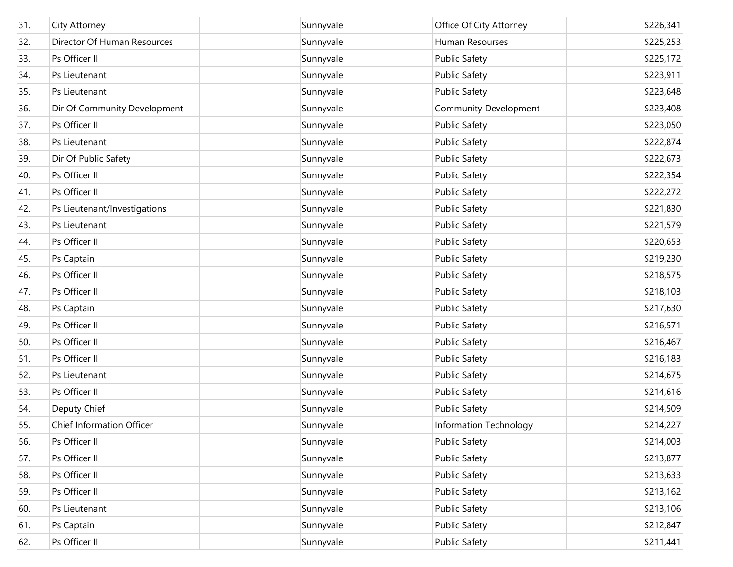| | | | | | |
|---|---|---|---|---|---|
| 31. | City Attorney | | Sunnyvale | Office Of City Attorney | $226,341 |
| 32. | Director Of Human Resources | | Sunnyvale | Human Resourses | $225,253 |
| 33. | Ps Officer II | | Sunnyvale | Public Safety | $225,172 |
| 34. | Ps Lieutenant | | Sunnyvale | Public Safety | $223,911 |
| 35. | Ps Lieutenant | | Sunnyvale | Public Safety | $223,648 |
| 36. | Dir Of Community Development | | Sunnyvale | Community Development | $223,408 |
| 37. | Ps Officer II | | Sunnyvale | Public Safety | $223,050 |
| 38. | Ps Lieutenant | | Sunnyvale | Public Safety | $222,874 |
| 39. | Dir Of Public Safety | | Sunnyvale | Public Safety | $222,673 |
| 40. | Ps Officer II | | Sunnyvale | Public Safety | $222,354 |
| 41. | Ps Officer II | | Sunnyvale | Public Safety | $222,272 |
| 42. | Ps Lieutenant/Investigations | | Sunnyvale | Public Safety | $221,830 |
| 43. | Ps Lieutenant | | Sunnyvale | Public Safety | $221,579 |
| 44. | Ps Officer II | | Sunnyvale | Public Safety | $220,653 |
| 45. | Ps Captain | | Sunnyvale | Public Safety | $219,230 |
| 46. | Ps Officer II | | Sunnyvale | Public Safety | $218,575 |
| 47. | Ps Officer II | | Sunnyvale | Public Safety | $218,103 |
| 48. | Ps Captain | | Sunnyvale | Public Safety | $217,630 |
| 49. | Ps Officer II | | Sunnyvale | Public Safety | $216,571 |
| 50. | Ps Officer II | | Sunnyvale | Public Safety | $216,467 |
| 51. | Ps Officer II | | Sunnyvale | Public Safety | $216,183 |
| 52. | Ps Lieutenant | | Sunnyvale | Public Safety | $214,675 |
| 53. | Ps Officer II | | Sunnyvale | Public Safety | $214,616 |
| 54. | Deputy Chief | | Sunnyvale | Public Safety | $214,509 |
| 55. | Chief Information Officer | | Sunnyvale | Information Technology | $214,227 |
| 56. | Ps Officer II | | Sunnyvale | Public Safety | $214,003 |
| 57. | Ps Officer II | | Sunnyvale | Public Safety | $213,877 |
| 58. | Ps Officer II | | Sunnyvale | Public Safety | $213,633 |
| 59. | Ps Officer II | | Sunnyvale | Public Safety | $213,162 |
| 60. | Ps Lieutenant | | Sunnyvale | Public Safety | $213,106 |
| 61. | Ps Captain | | Sunnyvale | Public Safety | $212,847 |
| 62. | Ps Officer II | | Sunnyvale | Public Safety | $211,441 |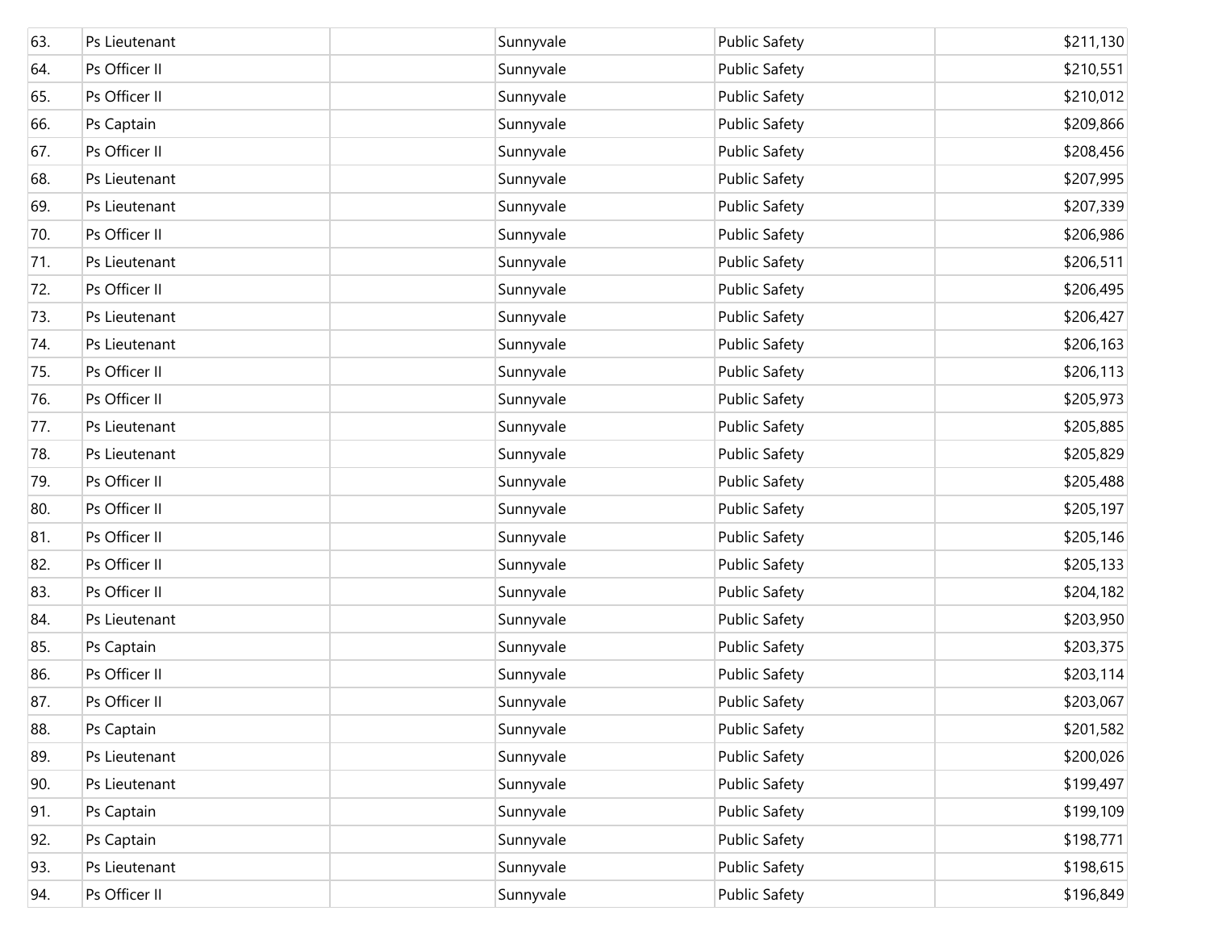| | | | | | |
|---|---|---|---|---|---|
| 63. | Ps Lieutenant | | Sunnyvale | Public Safety | $211,130 |
| 64. | Ps Officer II | | Sunnyvale | Public Safety | $210,551 |
| 65. | Ps Officer II | | Sunnyvale | Public Safety | $210,012 |
| 66. | Ps Captain | | Sunnyvale | Public Safety | $209,866 |
| 67. | Ps Officer II | | Sunnyvale | Public Safety | $208,456 |
| 68. | Ps Lieutenant | | Sunnyvale | Public Safety | $207,995 |
| 69. | Ps Lieutenant | | Sunnyvale | Public Safety | $207,339 |
| 70. | Ps Officer II | | Sunnyvale | Public Safety | $206,986 |
| 71. | Ps Lieutenant | | Sunnyvale | Public Safety | $206,511 |
| 72. | Ps Officer II | | Sunnyvale | Public Safety | $206,495 |
| 73. | Ps Lieutenant | | Sunnyvale | Public Safety | $206,427 |
| 74. | Ps Lieutenant | | Sunnyvale | Public Safety | $206,163 |
| 75. | Ps Officer II | | Sunnyvale | Public Safety | $206,113 |
| 76. | Ps Officer II | | Sunnyvale | Public Safety | $205,973 |
| 77. | Ps Lieutenant | | Sunnyvale | Public Safety | $205,885 |
| 78. | Ps Lieutenant | | Sunnyvale | Public Safety | $205,829 |
| 79. | Ps Officer II | | Sunnyvale | Public Safety | $205,488 |
| 80. | Ps Officer II | | Sunnyvale | Public Safety | $205,197 |
| 81. | Ps Officer II | | Sunnyvale | Public Safety | $205,146 |
| 82. | Ps Officer II | | Sunnyvale | Public Safety | $205,133 |
| 83. | Ps Officer II | | Sunnyvale | Public Safety | $204,182 |
| 84. | Ps Lieutenant | | Sunnyvale | Public Safety | $203,950 |
| 85. | Ps Captain | | Sunnyvale | Public Safety | $203,375 |
| 86. | Ps Officer II | | Sunnyvale | Public Safety | $203,114 |
| 87. | Ps Officer II | | Sunnyvale | Public Safety | $203,067 |
| 88. | Ps Captain | | Sunnyvale | Public Safety | $201,582 |
| 89. | Ps Lieutenant | | Sunnyvale | Public Safety | $200,026 |
| 90. | Ps Lieutenant | | Sunnyvale | Public Safety | $199,497 |
| 91. | Ps Captain | | Sunnyvale | Public Safety | $199,109 |
| 92. | Ps Captain | | Sunnyvale | Public Safety | $198,771 |
| 93. | Ps Lieutenant | | Sunnyvale | Public Safety | $198,615 |
| 94. | Ps Officer II | | Sunnyvale | Public Safety | $196,849 |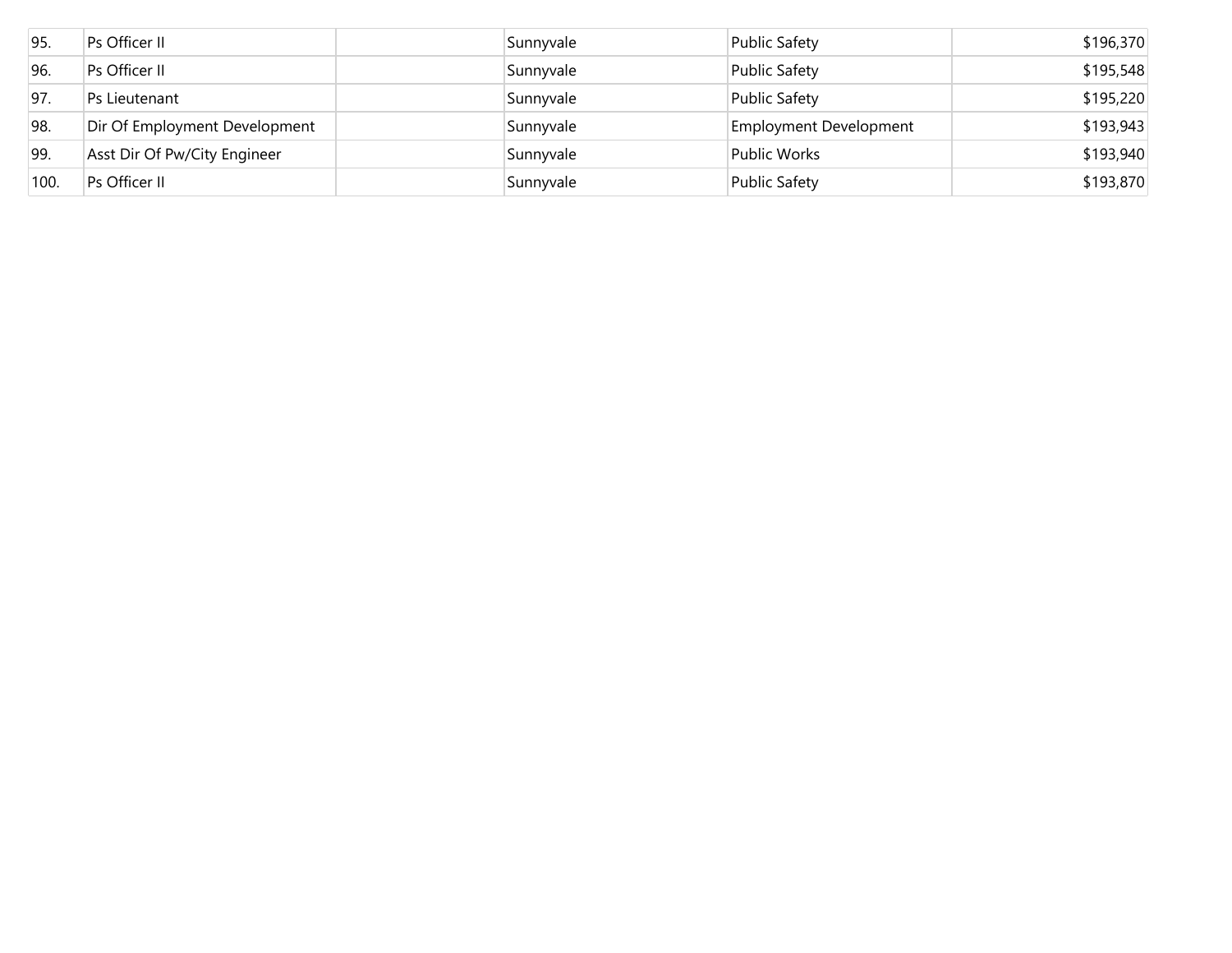| | | | | | |
|---|---|---|---|---|---|
| 95. | Ps Officer II | | Sunnyvale | Public Safety | $196,370 |
| 96. | Ps Officer II | | Sunnyvale | Public Safety | $195,548 |
| 97. | Ps Lieutenant | | Sunnyvale | Public Safety | $195,220 |
| 98. | Dir Of Employment Development | | Sunnyvale | Employment Development | $193,943 |
| 99. | Asst Dir Of Pw/City Engineer | | Sunnyvale | Public Works | $193,940 |
| 100. | Ps Officer II | | Sunnyvale | Public Safety | $193,870 |